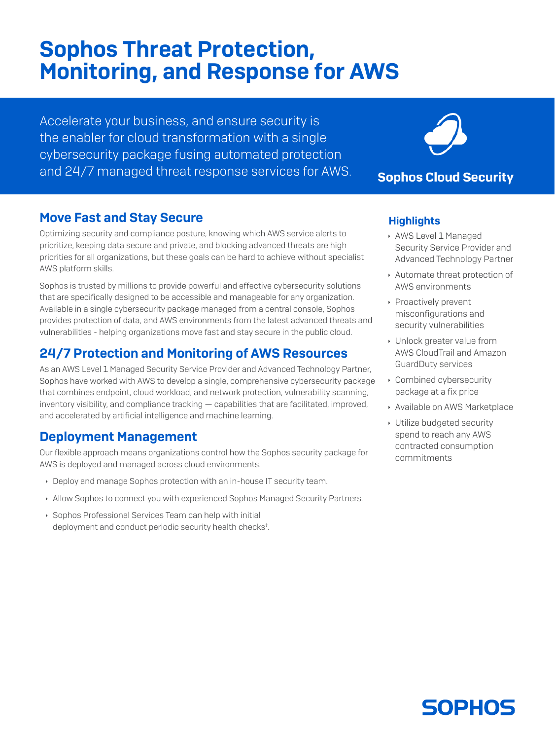# Sophos Threat Protection, Monitoring, and Response for AWS

Accelerate your business, and ensure security is the enabler for cloud transformation with a single cybersecurity package fusing automated protection and 24/7 managed threat response services for AWS.

**Sophos Cloud Security**

## Move Fast and Stay Secure

Optimizing security and compliance posture, knowing which AWS service alerts to prioritize, keeping data secure and private, and blocking advanced threats are high priorities for all organizations, but these goals can be hard to achieve without specialist AWS platform skills.

Sophos is trusted by millions to provide powerful and effective cybersecurity solutions that are specifically designed to be accessible and manageable for any organization. Available in a single cybersecurity package managed from a central console, Sophos provides protection of data, and AWS environments from the latest advanced threats and vulnerabilities - helping organizations move fast and stay secure in the public cloud.

## 24/7 Protection and Monitoring of AWS Resources

As an AWS Level 1 Managed Security Service Provider and Advanced Technology Partner, Sophos have worked with AWS to develop a single, comprehensive cybersecurity package that combines endpoint, cloud workload, and network protection, vulnerability scanning, inventory visibility, and compliance tracking — capabilities that are facilitated, improved, and accelerated by artificial intelligence and machine learning.

## Deployment Management

Our flexible approach means organizations control how the Sophos security package for AWS is deployed and managed across cloud environments.

- Deploy and manage Sophos protection with an in-house IT security team.
- Allow Sophos to connect you with experienced Sophos Managed Security Partners.
- Sophos Professional Services Team can help with initial deployment and conduct periodic security health checks[†].

### Highlights

- AWS Level 1 Managed Security Service Provider and Advanced Technology Partner
- Automate threat protection of AWS environments
- Proactively prevent misconfigurations and security vulnerabilities
- Unlock greater value from AWS CloudTrail and Amazon GuardDuty services
- Combined cybersecurity package at a fix price
- Available on AWS Marketplace
- Utilize budgeted security spend to reach any AWS contracted consumption commitments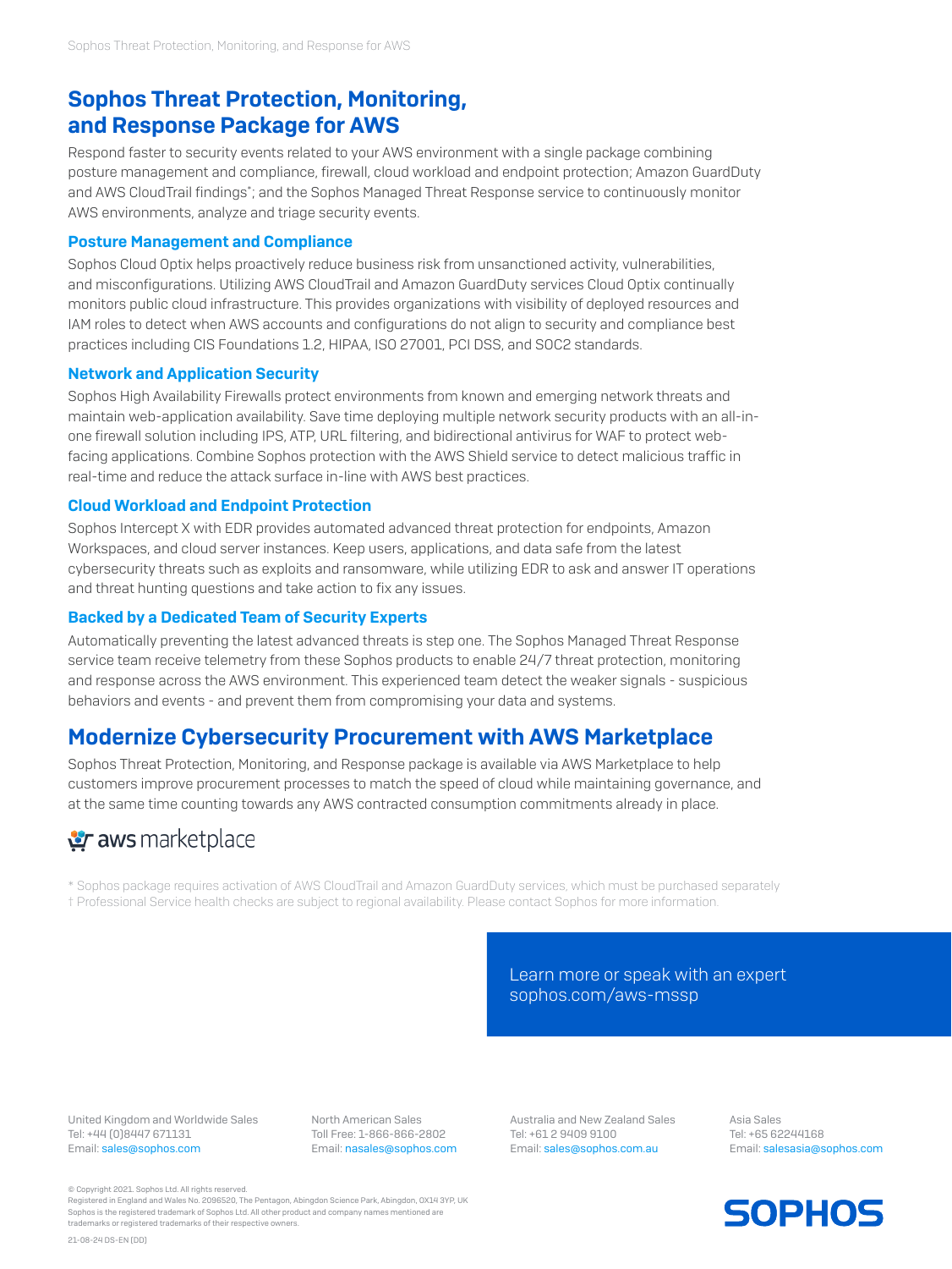# Sophos Threat Protection, Monitoring, and Response Package for AWS

Respond faster to security events related to your AWS environment with a single package combining posture management and compliance, firewall, cloud workload and endpoint protection; Amazon GuardDuty and AWS CloudTrail findings*; and the Sophos Managed Threat Response service to continuously monitor AWS environments, analyze and triage security events.

### Posture Management and Compliance

Sophos Cloud Optix helps proactively reduce business risk from unsanctioned activity, vulnerabilities, and misconfigurations. Utilizing AWS CloudTrail and Amazon GuardDuty services Cloud Optix continually monitors public cloud infrastructure. This provides organizations with visibility of deployed resources and IAM roles to detect when AWS accounts and configurations do not align to security and compliance best practices including CIS Foundations 1.2, HIPAA, ISO 27001, PCI DSS, and SOC2 standards.

### Network and Application Security

Sophos High Availability Firewalls protect environments from known and emerging network threats and maintain web-application availability. Save time deploying multiple network security products with an all-in-one firewall solution including IPS, ATP, URL filtering, and bidirectional antivirus for WAF to protect web-facing applications. Combine Sophos protection with the AWS Shield service to detect malicious traffic in real-time and reduce the attack surface in-line with AWS best practices.

### Cloud Workload and Endpoint Protection

Sophos Intercept X with EDR provides automated advanced threat protection for endpoints, Amazon Workspaces, and cloud server instances. Keep users, applications, and data safe from the latest cybersecurity threats such as exploits and ransomware, while utilizing EDR to ask and answer IT operations and threat hunting questions and take action to fix any issues.

### Backed by a Dedicated Team of Security Experts

Automatically preventing the latest advanced threats is step one. The Sophos Managed Threat Response service team receive telemetry from these Sophos products to enable 24/7 threat protection, monitoring and response across the AWS environment. This experienced team detect the weaker signals - suspicious behaviors and events - and prevent them from compromising your data and systems.

## Modernize Cybersecurity Procurement with AWS Marketplace

Sophos Threat Protection, Monitoring, and Response package is available via AWS Marketplace to help customers improve procurement processes to match the speed of cloud while maintaining governance, and at the same time counting towards any AWS contracted consumption commitments already in place.

aws marketplace

\* Sophos package requires activation of AWS CloudTrail and Amazon GuardDuty services, which must be purchased separately
† Professional Service health checks are subject to regional availability. Please contact Sophos for more information.

Learn more or speak with an expert
sophos.com/aws-mssp

United Kingdom and Worldwide Sales
Tel: +44 (0)8447 671131
Email: sales@sophos.com

North American Sales
Toll Free: 1-866-866-2802
Email: nasales@sophos.com

Australia and New Zealand Sales
Tel: +61 2 9409 9100
Email: sales@sophos.com.au

Asia Sales
Tel: +65 62244168
Email: salesasia@sophos.com

© Copyright 2021. Sophos Ltd. All rights reserved.
Registered in England and Wales No. 2096520, The Pentagon, Abingdon Science Park, Abingdon, OX14 3YP, UK
Sophos is the registered trademark of Sophos Ltd. All other product and company names mentioned are trademarks or registered trademarks of their respective owners.

21-08-24 DS-EN (DD)

SOPHOS